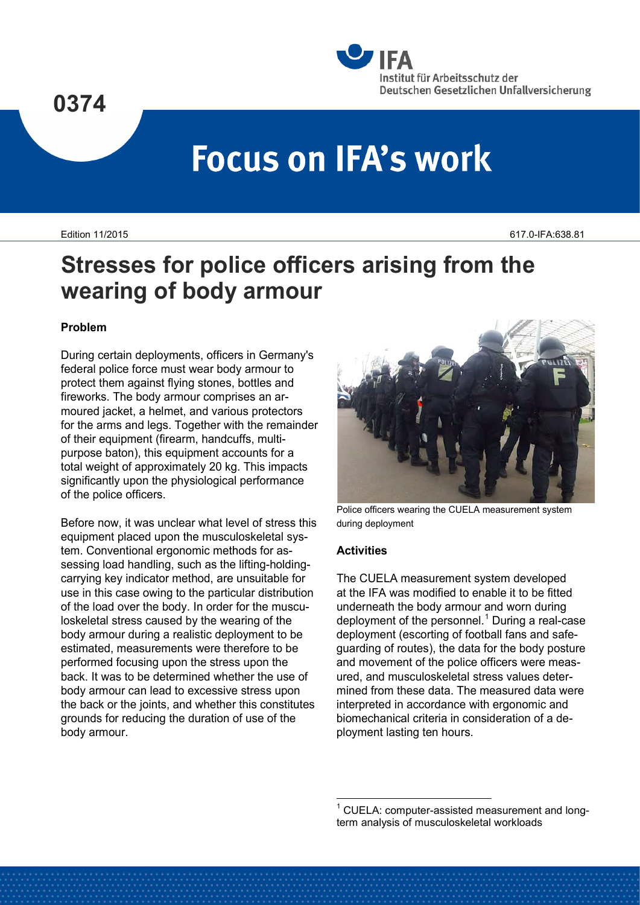0374

Focus on IFA's work

Edition 11/2015

617.0-IFA:638.81

# Stresses for police officers arising from the wearing of body armour

### Problem

During certain deployments, officers in Germany's federal police force must wear body armour to protect them against flying stones, bottles and fireworks. The body armour comprises an armoured jacket, a helmet, and various protectors for the arms and legs. Together with the remainder of their equipment (firearm, handcuffs, multi-purpose baton), this equipment accounts for a total weight of approximately 20 kg. This impacts significantly upon the physiological performance of the police officers.

Before now, it was unclear what level of stress this equipment placed upon the musculoskeletal system. Conventional ergonomic methods for assessing load handling, such as the lifting-holding-carrying key indicator method, are unsuitable for use in this case owing to the particular distribution of the load over the body. In order for the musculoskeletal stress caused by the wearing of the body armour during a realistic deployment to be estimated, measurements were therefore to be performed focusing upon the stress upon the back. It was to be determined whether the use of body armour can lead to excessive stress upon the back or the joints, and whether this constitutes grounds for reducing the duration of use of the body armour.

Police officers wearing the CUELA measurement system during deployment

### Activities

The CUELA measurement system developed at the IFA was modified to enable it to be fitted underneath the body armour and worn during deployment of the personnel.[1] During a real-case deployment (escorting of football fans and safeguarding of routes), the data for the body posture and movement of the police officers were measured, and musculoskeletal stress values determined from these data. The measured data were interpreted in accordance with ergonomic and biomechanical criteria in consideration of a deployment lasting ten hours.

[1] CUELA: computer-assisted measurement and long-term analysis of musculoskeletal workloads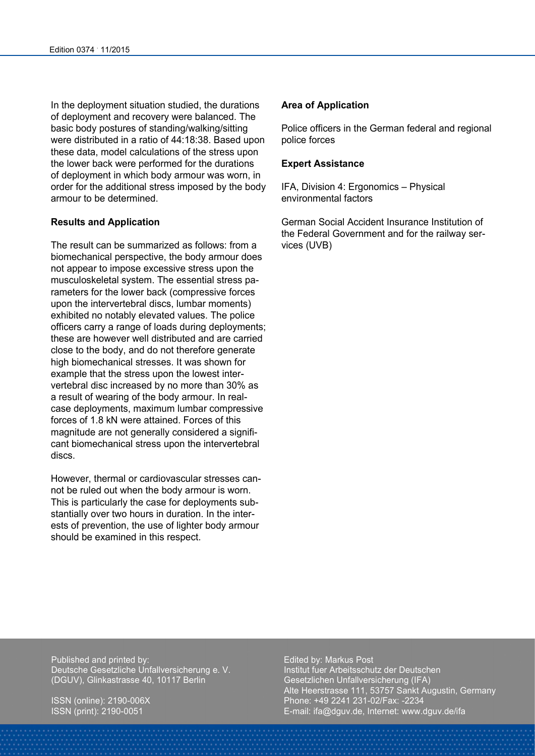In the deployment situation studied, the durations of deployment and recovery were balanced. The basic body postures of standing/walking/sitting were distributed in a ratio of 44:18:38. Based upon these data, model calculations of the stress upon the lower back were performed for the durations of deployment in which body armour was worn, in order for the additional stress imposed by the body armour to be determined.

**Results and Application**

The result can be summarized as follows: from a biomechanical perspective, the body armour does not appear to impose excessive stress upon the musculoskeletal system. The essential stress parameters for the lower back (compressive forces upon the intervertebral discs, lumbar moments) exhibited no notably elevated values. The police officers carry a range of loads during deployments; these are however well distributed and are carried close to the body, and do not therefore generate high biomechanical stresses. It was shown for example that the stress upon the lowest intervertebral disc increased by no more than 30% as a result of wearing of the body armour. In real-case deployments, maximum lumbar compressive forces of 1.8 kN were attained. Forces of this magnitude are not generally considered a significant biomechanical stress upon the intervertebral discs.

However, thermal or cardiovascular stresses cannot be ruled out when the body armour is worn. This is particularly the case for deployments substantially over two hours in duration. In the interests of prevention, the use of lighter body armour should be examined in this respect.

**Area of Application**

Police officers in the German federal and regional police forces

**Expert Assistance**

IFA, Division 4: Ergonomics – Physical environmental factors

German Social Accident Insurance Institution of the Federal Government and for the railway services (UVB)

Published and printed by:
Deutsche Gesetzliche Unfallversicherung e. V. (DGUV), Glinkastrasse 40, 10117 Berlin

ISSN (online): 2190-006X
ISSN (print): 2190-0051

Edited by: Markus Post
Institut fuer Arbeitsschutz der Deutschen Gesetzlichen Unfallversicherung (IFA)
Alte Heerstrasse 111, 53757 Sankt Augustin, Germany
Phone: +49 2241 231-02/Fax: -2234
E-mail: ifa@dguv.de, Internet: www.dguv.de/ifa